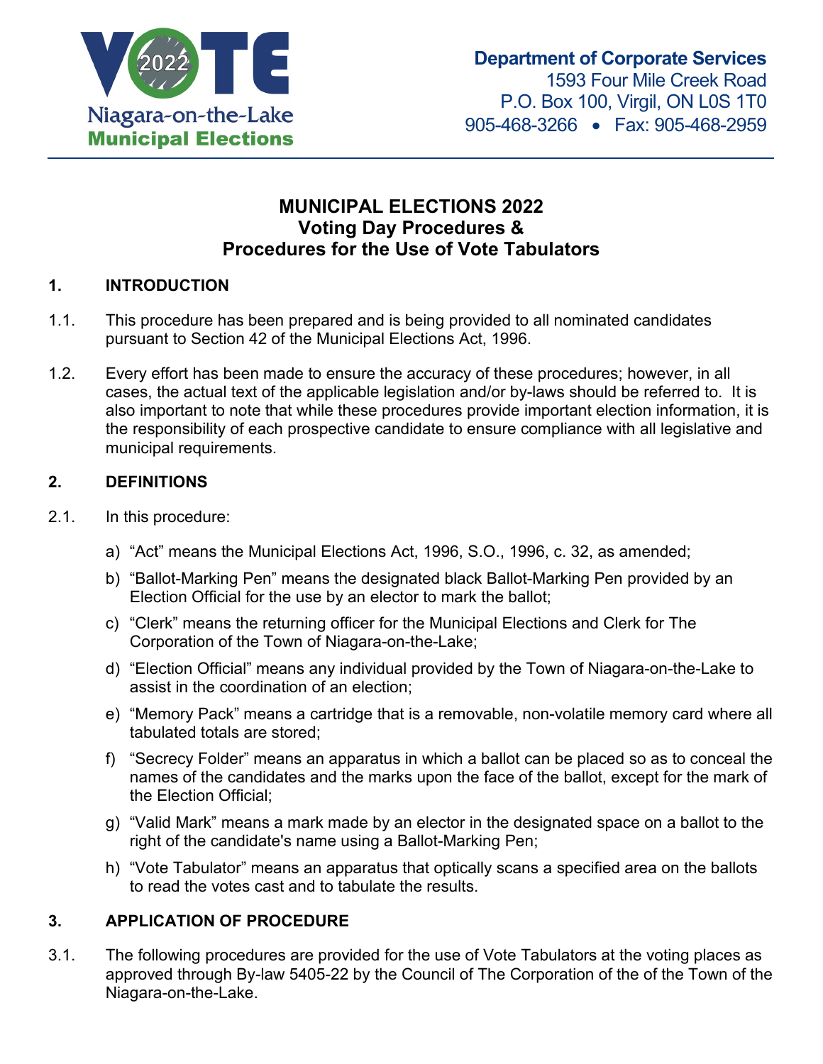Niagara-on-the-Lake Municipal Elections

**Department of Corporate Services**
1593 Four Mile Creek Road
P.O. Box 100, Virgil, ON L0S 1T0
905-468-3266 • Fax: 905-468-2959

# MUNICIPAL ELECTIONS 2022
# Voting Day Procedures & Procedures for the Use of Vote Tabulators

## 1. INTRODUCTION

1.1. This procedure has been prepared and is being provided to all nominated candidates pursuant to Section 42 of the Municipal Elections Act, 1996.

1.2. Every effort has been made to ensure the accuracy of these procedures; however, in all cases, the actual text of the applicable legislation and/or by-laws should be referred to. It is also important to note that while these procedures provide important election information, it is the responsibility of each prospective candidate to ensure compliance with all legislative and municipal requirements.

## 2. DEFINITIONS

2.1. In this procedure:

a) "Act" means the Municipal Elections Act, 1996, S.O., 1996, c. 32, as amended;

b) "Ballot-Marking Pen" means the designated black Ballot-Marking Pen provided by an Election Official for the use by an elector to mark the ballot;

c) "Clerk" means the returning officer for the Municipal Elections and Clerk for The Corporation of the Town of Niagara-on-the-Lake;

d) "Election Official" means any individual provided by the Town of Niagara-on-the-Lake to assist in the coordination of an election;

e) "Memory Pack" means a cartridge that is a removable, non-volatile memory card where all tabulated totals are stored;

f) "Secrecy Folder" means an apparatus in which a ballot can be placed so as to conceal the names of the candidates and the marks upon the face of the ballot, except for the mark of the Election Official;

g) "Valid Mark" means a mark made by an elector in the designated space on a ballot to the right of the candidate's name using a Ballot-Marking Pen;

h) "Vote Tabulator" means an apparatus that optically scans a specified area on the ballots to read the votes cast and to tabulate the results.

## 3. APPLICATION OF PROCEDURE

3.1. The following procedures are provided for the use of Vote Tabulators at the voting places as approved through By-law 5405-22 by the Council of The Corporation of the of the Town of the Niagara-on-the-Lake.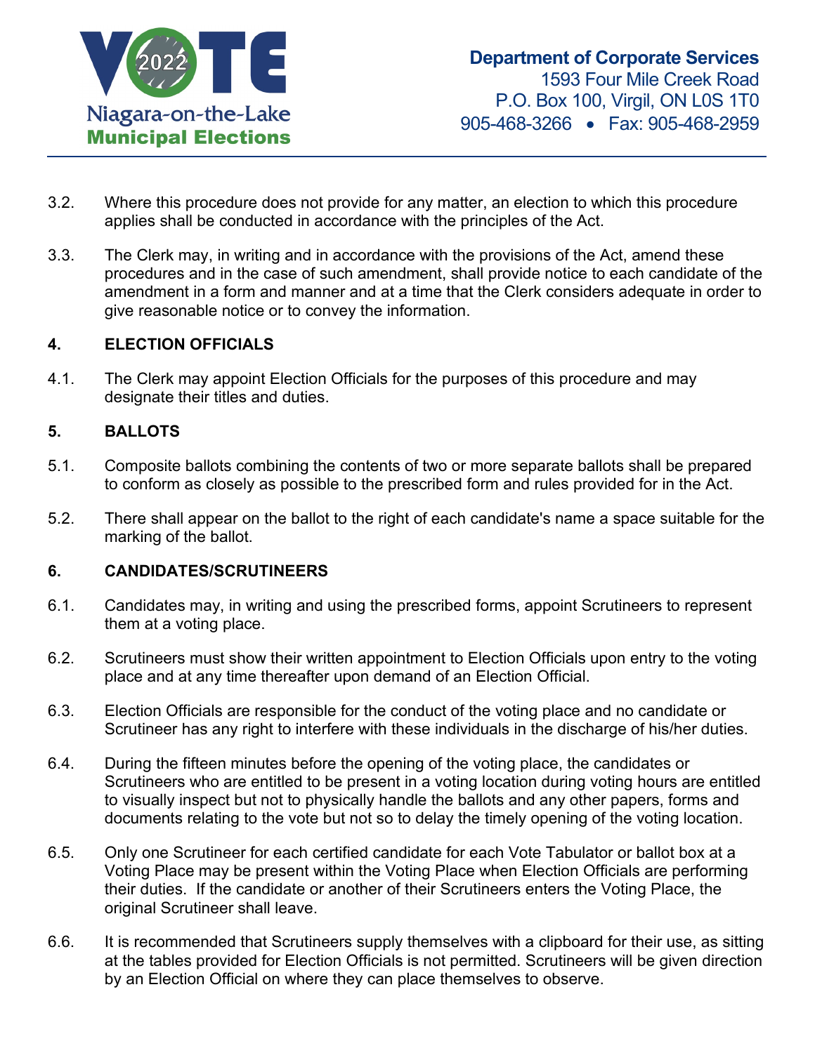3.2. Where this procedure does not provide for any matter, an election to which this procedure applies shall be conducted in accordance with the principles of the Act.

3.3. The Clerk may, in writing and in accordance with the provisions of the Act, amend these procedures and in the case of such amendment, shall provide notice to each candidate of the amendment in a form and manner and at a time that the Clerk considers adequate in order to give reasonable notice or to convey the information.

## 4. ELECTION OFFICIALS

4.1. The Clerk may appoint Election Officials for the purposes of this procedure and may designate their titles and duties.

## 5. BALLOTS

5.1. Composite ballots combining the contents of two or more separate ballots shall be prepared to conform as closely as possible to the prescribed form and rules provided for in the Act.

5.2. There shall appear on the ballot to the right of each candidate's name a space suitable for the marking of the ballot.

## 6. CANDIDATES/SCRUTINEERS

6.1. Candidates may, in writing and using the prescribed forms, appoint Scrutineers to represent them at a voting place.

6.2. Scrutineers must show their written appointment to Election Officials upon entry to the voting place and at any time thereafter upon demand of an Election Official.

6.3. Election Officials are responsible for the conduct of the voting place and no candidate or Scrutineer has any right to interfere with these individuals in the discharge of his/her duties.

6.4. During the fifteen minutes before the opening of the voting place, the candidates or Scrutineers who are entitled to be present in a voting location during voting hours are entitled to visually inspect but not to physically handle the ballots and any other papers, forms and documents relating to the vote but not so to delay the timely opening of the voting location.

6.5. Only one Scrutineer for each certified candidate for each Vote Tabulator or ballot box at a Voting Place may be present within the Voting Place when Election Officials are performing their duties. If the candidate or another of their Scrutineers enters the Voting Place, the original Scrutineer shall leave.

6.6. It is recommended that Scrutineers supply themselves with a clipboard for their use, as sitting at the tables provided for Election Officials is not permitted. Scrutineers will be given direction by an Election Official on where they can place themselves to observe.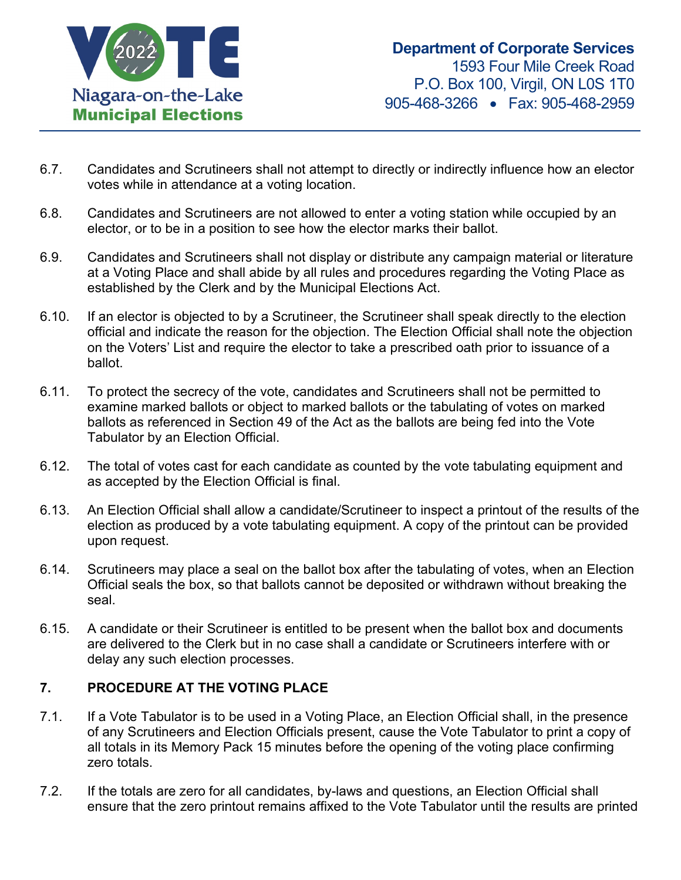6.7. Candidates and Scrutineers shall not attempt to directly or indirectly influence how an elector votes while in attendance at a voting location.

6.8. Candidates and Scrutineers are not allowed to enter a voting station while occupied by an elector, or to be in a position to see how the elector marks their ballot.

6.9. Candidates and Scrutineers shall not display or distribute any campaign material or literature at a Voting Place and shall abide by all rules and procedures regarding the Voting Place as established by the Clerk and by the Municipal Elections Act.

6.10. If an elector is objected to by a Scrutineer, the Scrutineer shall speak directly to the election official and indicate the reason for the objection. The Election Official shall note the objection on the Voters' List and require the elector to take a prescribed oath prior to issuance of a ballot.

6.11. To protect the secrecy of the vote, candidates and Scrutineers shall not be permitted to examine marked ballots or object to marked ballots or the tabulating of votes on marked ballots as referenced in Section 49 of the Act as the ballots are being fed into the Vote Tabulator by an Election Official.

6.12. The total of votes cast for each candidate as counted by the vote tabulating equipment and as accepted by the Election Official is final.

6.13. An Election Official shall allow a candidate/Scrutineer to inspect a printout of the results of the election as produced by a vote tabulating equipment. A copy of the printout can be provided upon request.

6.14. Scrutineers may place a seal on the ballot box after the tabulating of votes, when an Election Official seals the box, so that ballots cannot be deposited or withdrawn without breaking the seal.

6.15. A candidate or their Scrutineer is entitled to be present when the ballot box and documents are delivered to the Clerk but in no case shall a candidate or Scrutineers interfere with or delay any such election processes.

## 7. PROCEDURE AT THE VOTING PLACE

7.1. If a Vote Tabulator is to be used in a Voting Place, an Election Official shall, in the presence of any Scrutineers and Election Officials present, cause the Vote Tabulator to print a copy of all totals in its Memory Pack 15 minutes before the opening of the voting place confirming zero totals.

7.2. If the totals are zero for all candidates, by-laws and questions, an Election Official shall ensure that the zero printout remains affixed to the Vote Tabulator until the results are printed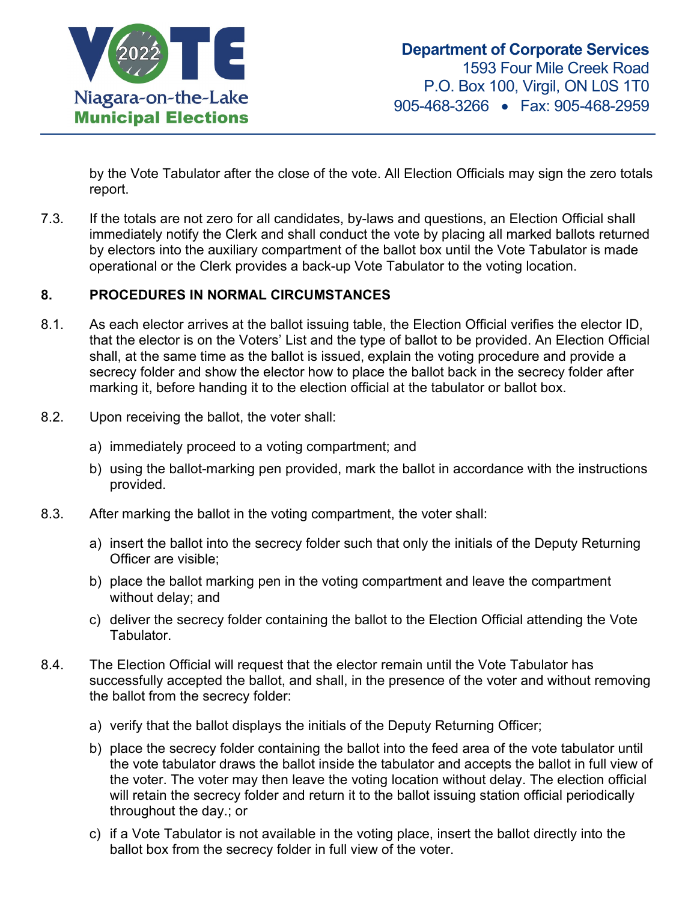by the Vote Tabulator after the close of the vote. All Election Officials may sign the zero totals report.

7.3. If the totals are not zero for all candidates, by-laws and questions, an Election Official shall immediately notify the Clerk and shall conduct the vote by placing all marked ballots returned by electors into the auxiliary compartment of the ballot box until the Vote Tabulator is made operational or the Clerk provides a back-up Vote Tabulator to the voting location.

## 8. PROCEDURES IN NORMAL CIRCUMSTANCES

8.1. As each elector arrives at the ballot issuing table, the Election Official verifies the elector ID, that the elector is on the Voters' List and the type of ballot to be provided. An Election Official shall, at the same time as the ballot is issued, explain the voting procedure and provide a secrecy folder and show the elector how to place the ballot back in the secrecy folder after marking it, before handing it to the election official at the tabulator or ballot box.

8.2. Upon receiving the ballot, the voter shall:

a) immediately proceed to a voting compartment; and

b) using the ballot-marking pen provided, mark the ballot in accordance with the instructions provided.

8.3. After marking the ballot in the voting compartment, the voter shall:

a) insert the ballot into the secrecy folder such that only the initials of the Deputy Returning Officer are visible;

b) place the ballot marking pen in the voting compartment and leave the compartment without delay; and

c) deliver the secrecy folder containing the ballot to the Election Official attending the Vote Tabulator.

8.4. The Election Official will request that the elector remain until the Vote Tabulator has successfully accepted the ballot, and shall, in the presence of the voter and without removing the ballot from the secrecy folder:

a) verify that the ballot displays the initials of the Deputy Returning Officer;

b) place the secrecy folder containing the ballot into the feed area of the vote tabulator until the vote tabulator draws the ballot inside the tabulator and accepts the ballot in full view of the voter. The voter may then leave the voting location without delay. The election official will retain the secrecy folder and return it to the ballot issuing station official periodically throughout the day.; or

c) if a Vote Tabulator is not available in the voting place, insert the ballot directly into the ballot box from the secrecy folder in full view of the voter.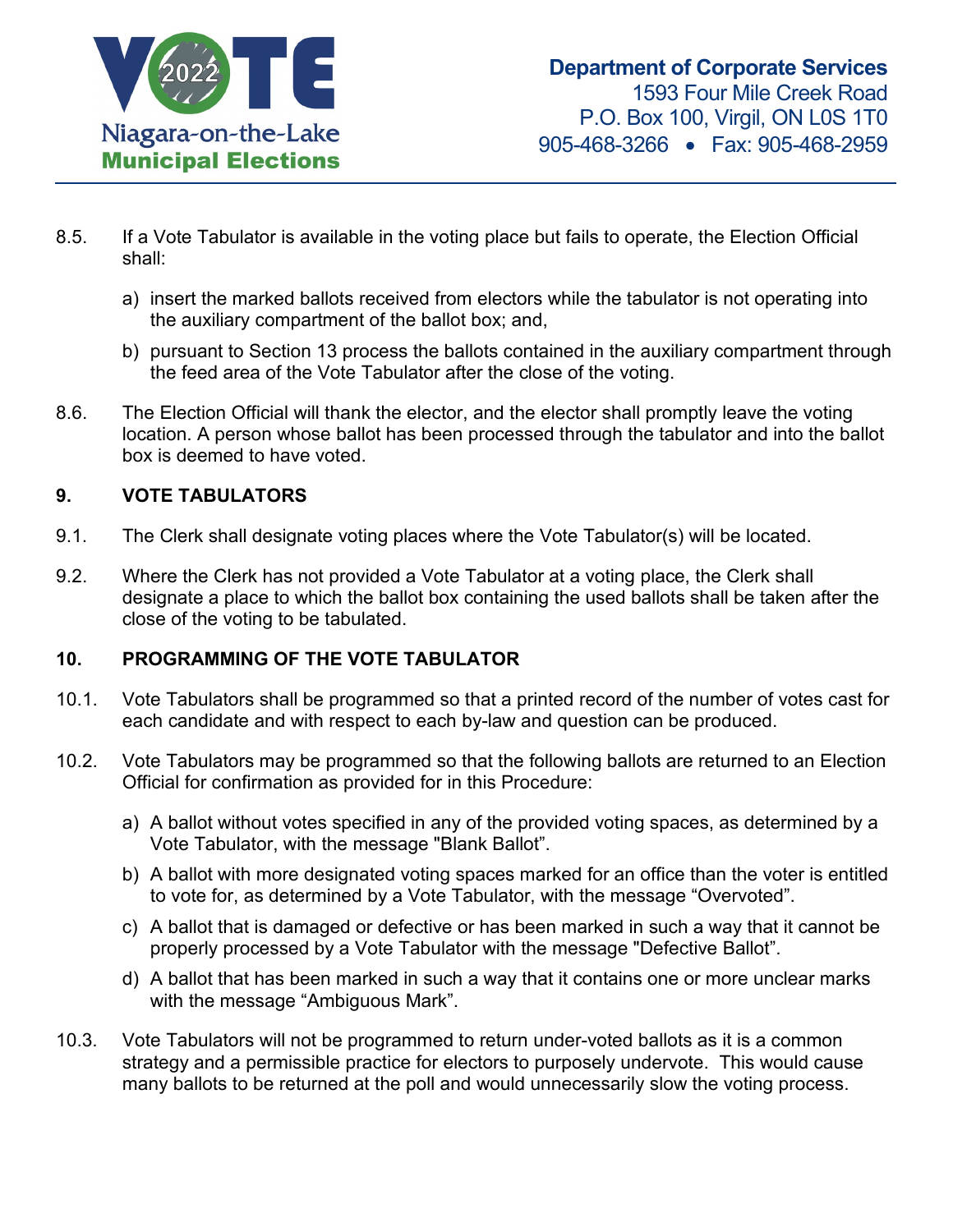8.5. If a Vote Tabulator is available in the voting place but fails to operate, the Election Official shall:

a) insert the marked ballots received from electors while the tabulator is not operating into the auxiliary compartment of the ballot box; and,

b) pursuant to Section 13 process the ballots contained in the auxiliary compartment through the feed area of the Vote Tabulator after the close of the voting.

8.6. The Election Official will thank the elector, and the elector shall promptly leave the voting location. A person whose ballot has been processed through the tabulator and into the ballot box is deemed to have voted.

## 9. VOTE TABULATORS

9.1. The Clerk shall designate voting places where the Vote Tabulator(s) will be located.

9.2. Where the Clerk has not provided a Vote Tabulator at a voting place, the Clerk shall designate a place to which the ballot box containing the used ballots shall be taken after the close of the voting to be tabulated.

## 10. PROGRAMMING OF THE VOTE TABULATOR

10.1. Vote Tabulators shall be programmed so that a printed record of the number of votes cast for each candidate and with respect to each by-law and question can be produced.

10.2. Vote Tabulators may be programmed so that the following ballots are returned to an Election Official for confirmation as provided for in this Procedure:

a) A ballot without votes specified in any of the provided voting spaces, as determined by a Vote Tabulator, with the message "Blank Ballot".

b) A ballot with more designated voting spaces marked for an office than the voter is entitled to vote for, as determined by a Vote Tabulator, with the message “Overvoted”.

c) A ballot that is damaged or defective or has been marked in such a way that it cannot be properly processed by a Vote Tabulator with the message "Defective Ballot”.

d) A ballot that has been marked in such a way that it contains one or more unclear marks with the message “Ambiguous Mark”.

10.3. Vote Tabulators will not be programmed to return under-voted ballots as it is a common strategy and a permissible practice for electors to purposely undervote. This would cause many ballots to be returned at the poll and would unnecessarily slow the voting process.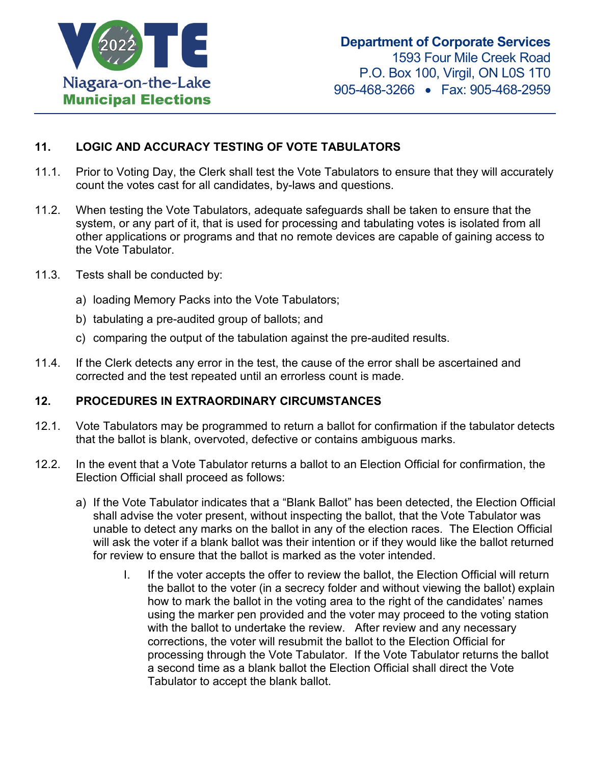## 11. LOGIC AND ACCURACY TESTING OF VOTE TABULATORS

11.1. Prior to Voting Day, the Clerk shall test the Vote Tabulators to ensure that they will accurately count the votes cast for all candidates, by-laws and questions.

11.2. When testing the Vote Tabulators, adequate safeguards shall be taken to ensure that the system, or any part of it, that is used for processing and tabulating votes is isolated from all other applications or programs and that no remote devices are capable of gaining access to the Vote Tabulator.

11.3. Tests shall be conducted by:

a) loading Memory Packs into the Vote Tabulators;

b) tabulating a pre-audited group of ballots; and

c) comparing the output of the tabulation against the pre-audited results.

11.4. If the Clerk detects any error in the test, the cause of the error shall be ascertained and corrected and the test repeated until an errorless count is made.

## 12. PROCEDURES IN EXTRAORDINARY CIRCUMSTANCES

12.1. Vote Tabulators may be programmed to return a ballot for confirmation if the tabulator detects that the ballot is blank, overvoted, defective or contains ambiguous marks.

12.2. In the event that a Vote Tabulator returns a ballot to an Election Official for confirmation, the Election Official shall proceed as follows:

a) If the Vote Tabulator indicates that a "Blank Ballot" has been detected, the Election Official shall advise the voter present, without inspecting the ballot, that the Vote Tabulator was unable to detect any marks on the ballot in any of the election races. The Election Official will ask the voter if a blank ballot was their intention or if they would like the ballot returned for review to ensure that the ballot is marked as the voter intended.

   I. If the voter accepts the offer to review the ballot, the Election Official will return the ballot to the voter (in a secrecy folder and without viewing the ballot) explain how to mark the ballot in the voting area to the right of the candidates' names using the marker pen provided and the voter may proceed to the voting station with the ballot to undertake the review. After review and any necessary corrections, the voter will resubmit the ballot to the Election Official for processing through the Vote Tabulator. If the Vote Tabulator returns the ballot a second time as a blank ballot the Election Official shall direct the Vote Tabulator to accept the blank ballot.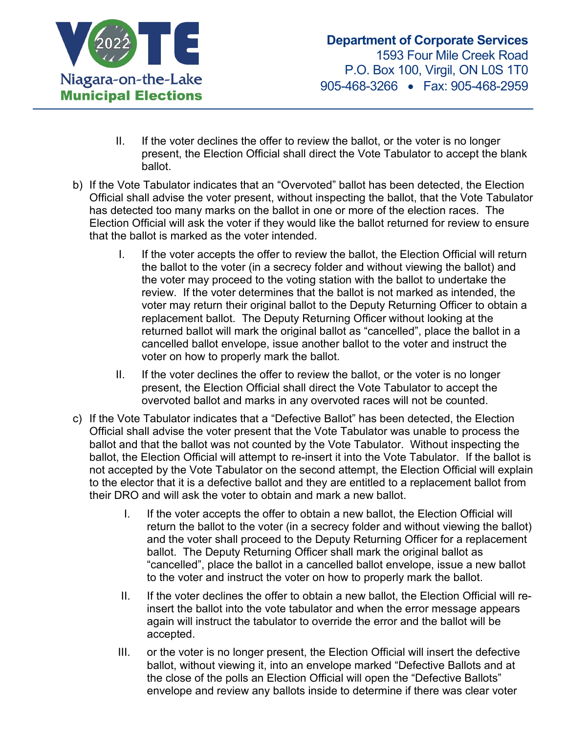II. If the voter declines the offer to review the ballot, or the voter is no longer present, the Election Official shall direct the Vote Tabulator to accept the blank ballot.

b) If the Vote Tabulator indicates that an "Overvoted" ballot has been detected, the Election Official shall advise the voter present, without inspecting the ballot, that the Vote Tabulator has detected too many marks on the ballot in one or more of the election races. The Election Official will ask the voter if they would like the ballot returned for review to ensure that the ballot is marked as the voter intended.

   I. If the voter accepts the offer to review the ballot, the Election Official will return the ballot to the voter (in a secrecy folder and without viewing the ballot) and the voter may proceed to the voting station with the ballot to undertake the review. If the voter determines that the ballot is not marked as intended, the voter may return their original ballot to the Deputy Returning Officer to obtain a replacement ballot. The Deputy Returning Officer without looking at the returned ballot will mark the original ballot as "cancelled", place the ballot in a cancelled ballot envelope, issue another ballot to the voter and instruct the voter on how to properly mark the ballot.

   II. If the voter declines the offer to review the ballot, or the voter is no longer present, the Election Official shall direct the Vote Tabulator to accept the overvoted ballot and marks in any overvoted races will not be counted.

c) If the Vote Tabulator indicates that a "Defective Ballot" has been detected, the Election Official shall advise the voter present that the Vote Tabulator was unable to process the ballot and that the ballot was not counted by the Vote Tabulator. Without inspecting the ballot, the Election Official will attempt to re-insert it into the Vote Tabulator. If the ballot is not accepted by the Vote Tabulator on the second attempt, the Election Official will explain to the elector that it is a defective ballot and they are entitled to a replacement ballot from their DRO and will ask the voter to obtain and mark a new ballot.

   I. If the voter accepts the offer to obtain a new ballot, the Election Official will return the ballot to the voter (in a secrecy folder and without viewing the ballot) and the voter shall proceed to the Deputy Returning Officer for a replacement ballot. The Deputy Returning Officer shall mark the original ballot as "cancelled", place the ballot in a cancelled ballot envelope, issue a new ballot to the voter and instruct the voter on how to properly mark the ballot.

   II. If the voter declines the offer to obtain a new ballot, the Election Official will re-insert the ballot into the vote tabulator and when the error message appears again will instruct the tabulator to override the error and the ballot will be accepted.

   III. or the voter is no longer present, the Election Official will insert the defective ballot, without viewing it, into an envelope marked "Defective Ballots and at the close of the polls an Election Official will open the "Defective Ballots" envelope and review any ballots inside to determine if there was clear voter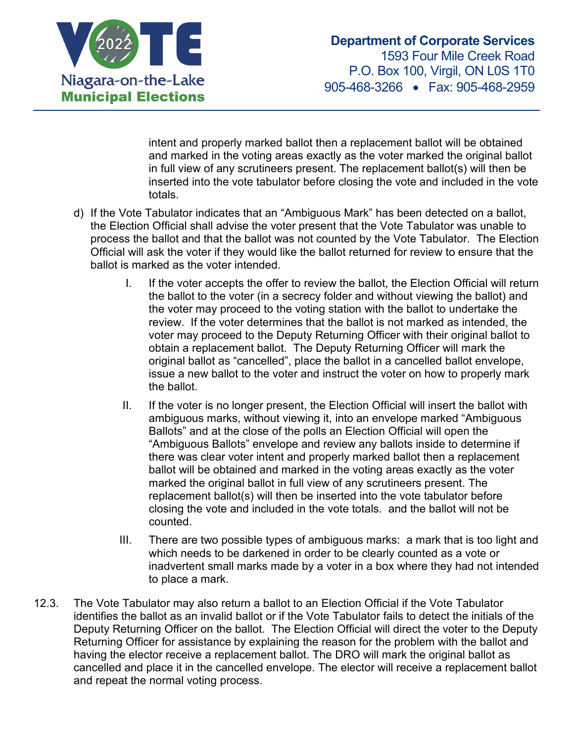intent and properly marked ballot then a replacement ballot will be obtained and marked in the voting areas exactly as the voter marked the original ballot in full view of any scrutineers present. The replacement ballot(s) will then be inserted into the vote tabulator before closing the vote and included in the vote totals.

d) If the Vote Tabulator indicates that an "Ambiguous Mark" has been detected on a ballot, the Election Official shall advise the voter present that the Vote Tabulator was unable to process the ballot and that the ballot was not counted by the Vote Tabulator. The Election Official will ask the voter if they would like the ballot returned for review to ensure that the ballot is marked as the voter intended.

   I. If the voter accepts the offer to review the ballot, the Election Official will return the ballot to the voter (in a secrecy folder and without viewing the ballot) and the voter may proceed to the voting station with the ballot to undertake the review. If the voter determines that the ballot is not marked as intended, the voter may proceed to the Deputy Returning Officer with their original ballot to obtain a replacement ballot. The Deputy Returning Officer will mark the original ballot as "cancelled", place the ballot in a cancelled ballot envelope, issue a new ballot to the voter and instruct the voter on how to properly mark the ballot.

   II. If the voter is no longer present, the Election Official will insert the ballot with ambiguous marks, without viewing it, into an envelope marked "Ambiguous Ballots" and at the close of the polls an Election Official will open the "Ambiguous Ballots" envelope and review any ballots inside to determine if there was clear voter intent and properly marked ballot then a replacement ballot will be obtained and marked in the voting areas exactly as the voter marked the original ballot in full view of any scrutineers present. The replacement ballot(s) will then be inserted into the vote tabulator before closing the vote and included in the vote totals. and the ballot will not be counted.

   III. There are two possible types of ambiguous marks: a mark that is too light and which needs to be darkened in order to be clearly counted as a vote or inadvertent small marks made by a voter in a box where they had not intended to place a mark.

12.3. The Vote Tabulator may also return a ballot to an Election Official if the Vote Tabulator identifies the ballot as an invalid ballot or if the Vote Tabulator fails to detect the initials of the Deputy Returning Officer on the ballot. The Election Official will direct the voter to the Deputy Returning Officer for assistance by explaining the reason for the problem with the ballot and having the elector receive a replacement ballot. The DRO will mark the original ballot as cancelled and place it in the cancelled envelope. The elector will receive a replacement ballot and repeat the normal voting process.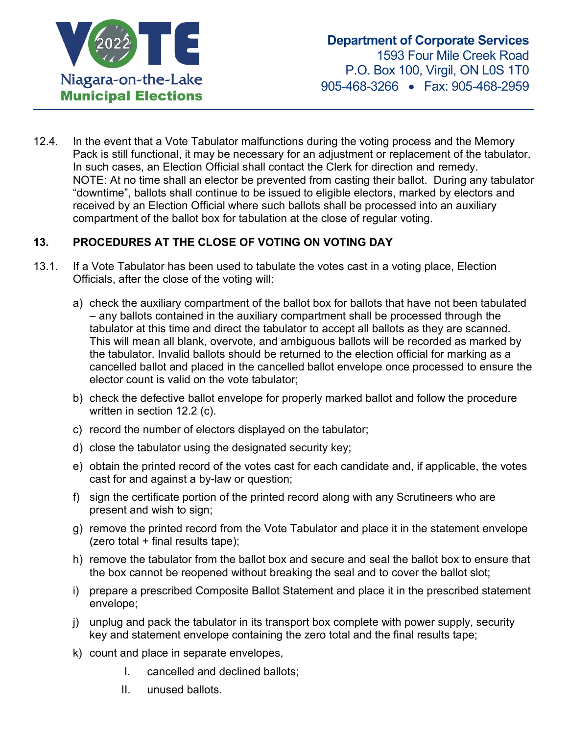12.4. In the event that a Vote Tabulator malfunctions during the voting process and the Memory Pack is still functional, it may be necessary for an adjustment or replacement of the tabulator. In such cases, an Election Official shall contact the Clerk for direction and remedy. NOTE: At no time shall an elector be prevented from casting their ballot. During any tabulator "downtime", ballots shall continue to be issued to eligible electors, marked by electors and received by an Election Official where such ballots shall be processed into an auxiliary compartment of the ballot box for tabulation at the close of regular voting.

## 13. PROCEDURES AT THE CLOSE OF VOTING ON VOTING DAY

13.1. If a Vote Tabulator has been used to tabulate the votes cast in a voting place, Election Officials, after the close of the voting will:

a) check the auxiliary compartment of the ballot box for ballots that have not been tabulated – any ballots contained in the auxiliary compartment shall be processed through the tabulator at this time and direct the tabulator to accept all ballots as they are scanned. This will mean all blank, overvote, and ambiguous ballots will be recorded as marked by the tabulator. Invalid ballots should be returned to the election official for marking as a cancelled ballot and placed in the cancelled ballot envelope once processed to ensure the elector count is valid on the vote tabulator;

b) check the defective ballot envelope for properly marked ballot and follow the procedure written in section 12.2 (c).

c) record the number of electors displayed on the tabulator;

d) close the tabulator using the designated security key;

e) obtain the printed record of the votes cast for each candidate and, if applicable, the votes cast for and against a by-law or question;

f) sign the certificate portion of the printed record along with any Scrutineers who are present and wish to sign;

g) remove the printed record from the Vote Tabulator and place it in the statement envelope (zero total + final results tape);

h) remove the tabulator from the ballot box and secure and seal the ballot box to ensure that the box cannot be reopened without breaking the seal and to cover the ballot slot;

i) prepare a prescribed Composite Ballot Statement and place it in the prescribed statement envelope;

j) unplug and pack the tabulator in its transport box complete with power supply, security key and statement envelope containing the zero total and the final results tape;

k) count and place in separate envelopes,

   I. cancelled and declined ballots;

   II. unused ballots.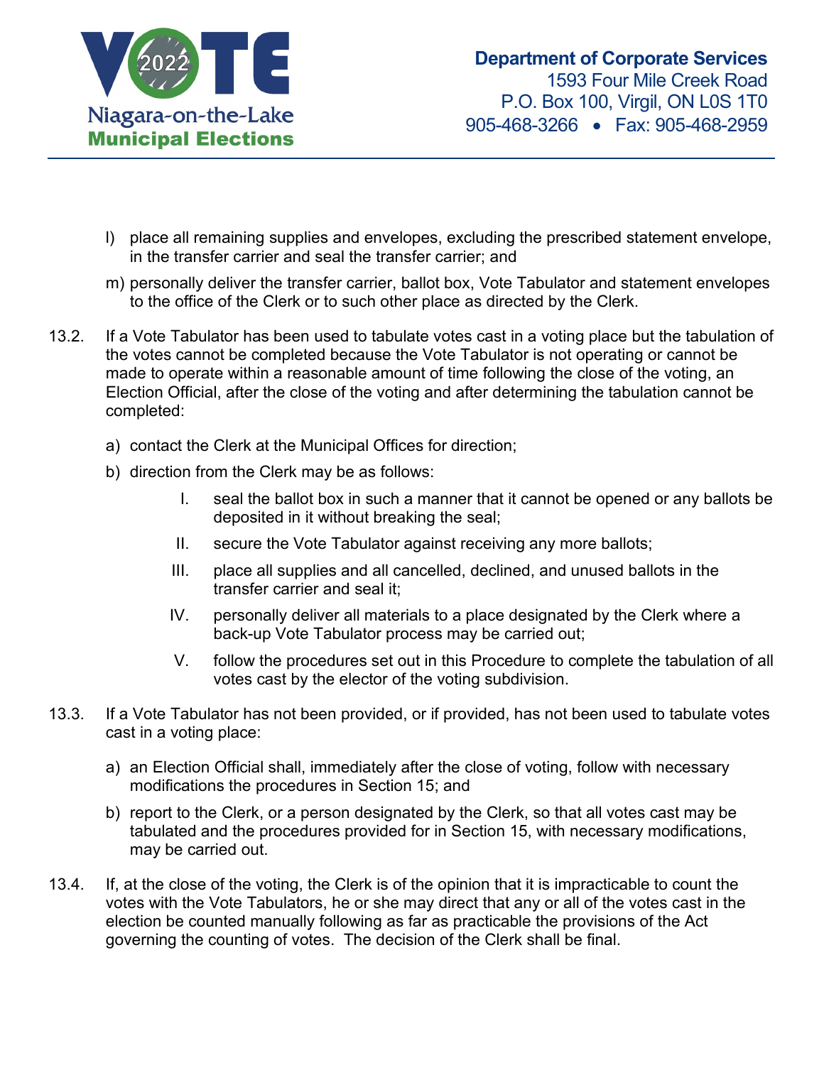l) place all remaining supplies and envelopes, excluding the prescribed statement envelope, in the transfer carrier and seal the transfer carrier; and

m) personally deliver the transfer carrier, ballot box, Vote Tabulator and statement envelopes to the office of the Clerk or to such other place as directed by the Clerk.

13.2. If a Vote Tabulator has been used to tabulate votes cast in a voting place but the tabulation of the votes cannot be completed because the Vote Tabulator is not operating or cannot be made to operate within a reasonable amount of time following the close of the voting, an Election Official, after the close of the voting and after determining the tabulation cannot be completed:

a) contact the Clerk at the Municipal Offices for direction;

b) direction from the Clerk may be as follows:

   I. seal the ballot box in such a manner that it cannot be opened or any ballots be deposited in it without breaking the seal;

   II. secure the Vote Tabulator against receiving any more ballots;

   III. place all supplies and all cancelled, declined, and unused ballots in the transfer carrier and seal it;

   IV. personally deliver all materials to a place designated by the Clerk where a back-up Vote Tabulator process may be carried out;

   V. follow the procedures set out in this Procedure to complete the tabulation of all votes cast by the elector of the voting subdivision.

13.3. If a Vote Tabulator has not been provided, or if provided, has not been used to tabulate votes cast in a voting place:

a) an Election Official shall, immediately after the close of voting, follow with necessary modifications the procedures in Section 15; and

b) report to the Clerk, or a person designated by the Clerk, so that all votes cast may be tabulated and the procedures provided for in Section 15, with necessary modifications, may be carried out.

13.4. If, at the close of the voting, the Clerk is of the opinion that it is impracticable to count the votes with the Vote Tabulators, he or she may direct that any or all of the votes cast in the election be counted manually following as far as practicable the provisions of the Act governing the counting of votes. The decision of the Clerk shall be final.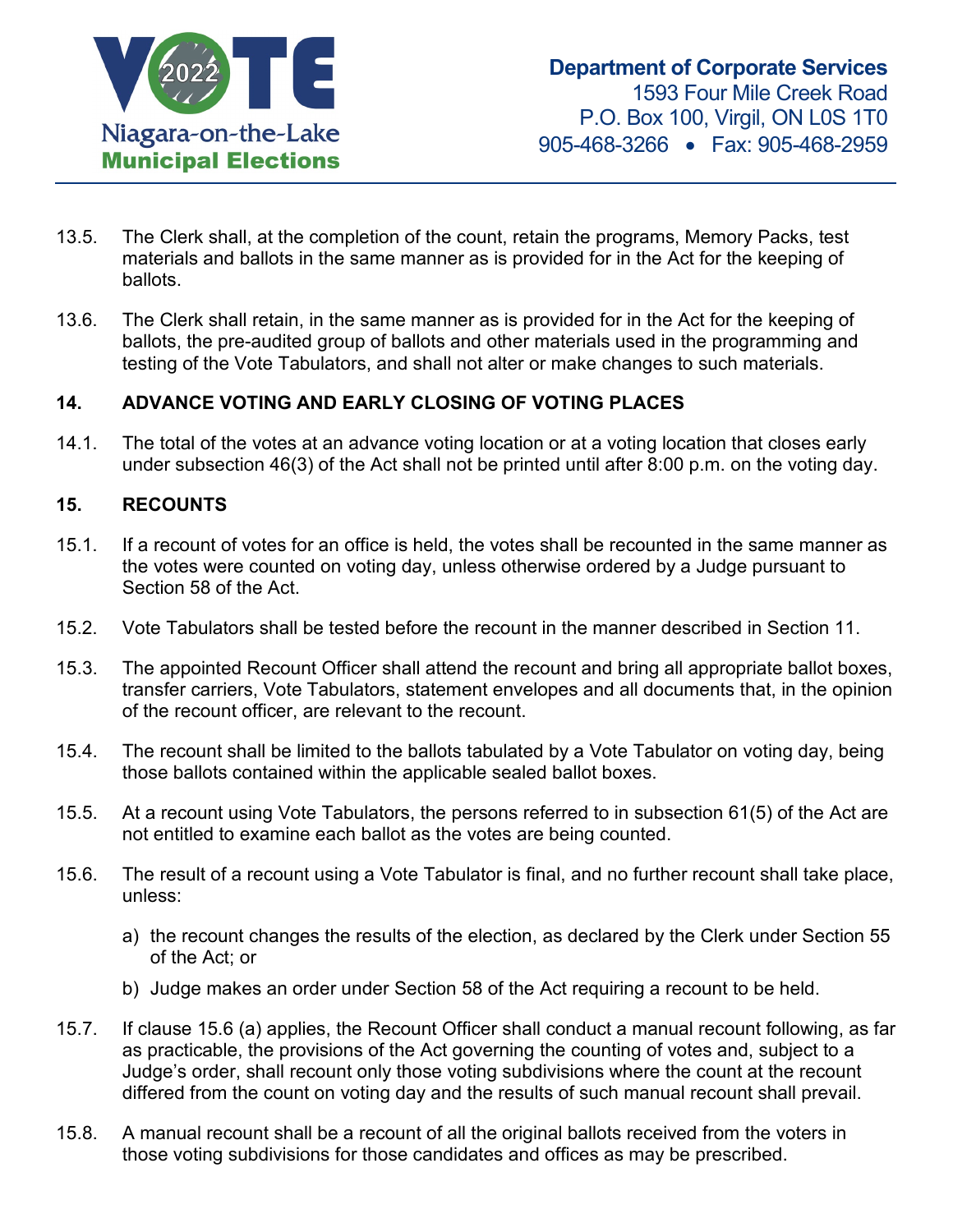13.5. The Clerk shall, at the completion of the count, retain the programs, Memory Packs, test materials and ballots in the same manner as is provided for in the Act for the keeping of ballots.

13.6. The Clerk shall retain, in the same manner as is provided for in the Act for the keeping of ballots, the pre-audited group of ballots and other materials used in the programming and testing of the Vote Tabulators, and shall not alter or make changes to such materials.

## 14. ADVANCE VOTING AND EARLY CLOSING OF VOTING PLACES

14.1. The total of the votes at an advance voting location or at a voting location that closes early under subsection 46(3) of the Act shall not be printed until after 8:00 p.m. on the voting day.

## 15. RECOUNTS

15.1. If a recount of votes for an office is held, the votes shall be recounted in the same manner as the votes were counted on voting day, unless otherwise ordered by a Judge pursuant to Section 58 of the Act.

15.2. Vote Tabulators shall be tested before the recount in the manner described in Section 11.

15.3. The appointed Recount Officer shall attend the recount and bring all appropriate ballot boxes, transfer carriers, Vote Tabulators, statement envelopes and all documents that, in the opinion of the recount officer, are relevant to the recount.

15.4. The recount shall be limited to the ballots tabulated by a Vote Tabulator on voting day, being those ballots contained within the applicable sealed ballot boxes.

15.5. At a recount using Vote Tabulators, the persons referred to in subsection 61(5) of the Act are not entitled to examine each ballot as the votes are being counted.

15.6. The result of a recount using a Vote Tabulator is final, and no further recount shall take place, unless:

a) the recount changes the results of the election, as declared by the Clerk under Section 55 of the Act; or

b) Judge makes an order under Section 58 of the Act requiring a recount to be held.

15.7. If clause 15.6 (a) applies, the Recount Officer shall conduct a manual recount following, as far as practicable, the provisions of the Act governing the counting of votes and, subject to a Judge's order, shall recount only those voting subdivisions where the count at the recount differed from the count on voting day and the results of such manual recount shall prevail.

15.8. A manual recount shall be a recount of all the original ballots received from the voters in those voting subdivisions for those candidates and offices as may be prescribed.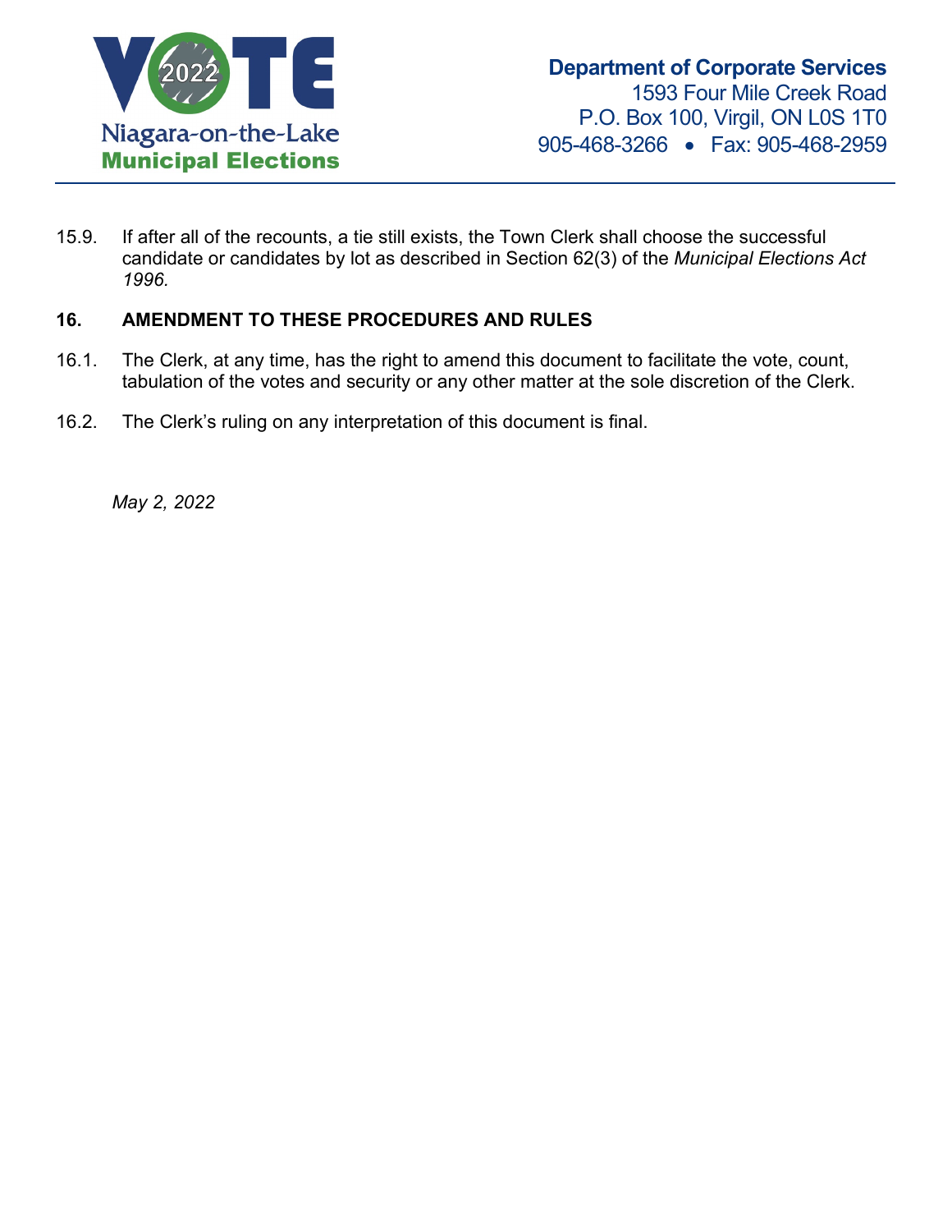15.9. If after all of the recounts, a tie still exists, the Town Clerk shall choose the successful candidate or candidates by lot as described in Section 62(3) of the *Municipal Elections Act 1996.*

## 16. AMENDMENT TO THESE PROCEDURES AND RULES

16.1. The Clerk, at any time, has the right to amend this document to facilitate the vote, count, tabulation of the votes and security or any other matter at the sole discretion of the Clerk.

16.2. The Clerk's ruling on any interpretation of this document is final.

*May 2, 2022*